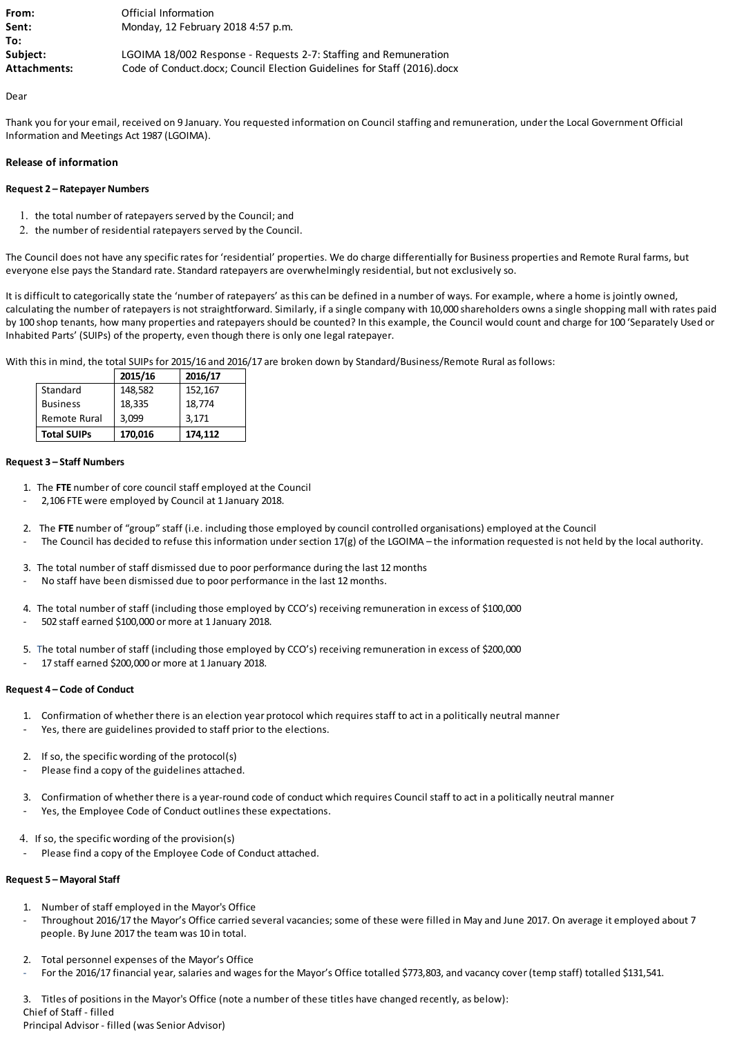| | |
|---|---|
| **From:** | Official Information |
| **Sent:** | Monday, 12 February 2018 4:57 p.m. |
| **To:** | |
| **Subject:** | LGOIMA 18/002 Response - Requests 2-7: Staffing and Remuneration |
| **Attachments:** | Code of Conduct.docx; Council Election Guidelines for Staff (2016).docx |

Dear

Thank you for your email, received on 9 January. You requested information on Council staffing and remuneration, under the Local Government Official Information and Meetings Act 1987 (LGOIMA).

**Release of information**

**Request 2 – Ratepayer Numbers**

1. the total number of ratepayers served by the Council; and
2. the number of residential ratepayers served by the Council.

The Council does not have any specific rates for 'residential' properties. We do charge differentially for Business properties and Remote Rural farms, but everyone else pays the Standard rate. Standard ratepayers are overwhelmingly residential, but not exclusively so.

It is difficult to categorically state the 'number of ratepayers' as this can be defined in a number of ways. For example, where a home is jointly owned, calculating the number of ratepayers is not straightforward. Similarly, if a single company with 10,000 shareholders owns a single shopping mall with rates paid by 100 shop tenants, how many properties and ratepayers should be counted? In this example, the Council would count and charge for 100 'Separately Used or Inhabited Parts' (SUIPs) of the property, even though there is only one legal ratepayer.

With this in mind, the total SUIPs for 2015/16 and 2016/17 are broken down by Standard/Business/Remote Rural as follows:

| | **2015/16** | **2016/17** |
|---|---|---|
| Standard | 148,582 | 152,167 |
| Business | 18,335 | 18,774 |
| Remote Rural | 3,099 | 3,171 |
| **Total SUIPs** | **170,016** | **174,112** |

**Request 3 – Staff Numbers**

1. The **FTE** number of core council staff employed at the Council
   - 2,106 FTE were employed by Council at 1 January 2018.

2. The **FTE** number of "group" staff (i.e. including those employed by council controlled organisations) employed at the Council
   - The Council has decided to refuse this information under section 17(g) of the LGOIMA – the information requested is not held by the local authority.

3. The total number of staff dismissed due to poor performance during the last 12 months
   - No staff have been dismissed due to poor performance in the last 12 months.

4. The total number of staff (including those employed by CCO's) receiving remuneration in excess of $100,000
   - 502 staff earned $100,000 or more at 1 January 2018.

5. The total number of staff (including those employed by CCO's) receiving remuneration in excess of $200,000
   - 17 staff earned $200,000 or more at 1 January 2018.

**Request 4 – Code of Conduct**

1. Confirmation of whether there is an election year protocol which requires staff to act in a politically neutral manner
   - Yes, there are guidelines provided to staff prior to the elections.

2. If so, the specific wording of the protocol(s)
   - Please find a copy of the guidelines attached.

3. Confirmation of whether there is a year-round code of conduct which requires Council staff to act in a politically neutral manner
   - Yes, the Employee Code of Conduct outlines these expectations.

4. If so, the specific wording of the provision(s)
   - Please find a copy of the Employee Code of Conduct attached.

**Request 5 – Mayoral Staff**

1. Number of staff employed in the Mayor's Office
   - Throughout 2016/17 the Mayor's Office carried several vacancies; some of these were filled in May and June 2017. On average it employed about 7 people. By June 2017 the team was 10 in total.

2. Total personnel expenses of the Mayor's Office
   - For the 2016/17 financial year, salaries and wages for the Mayor's Office totalled $773,803, and vacancy cover (temp staff) totalled $131,541.

3. Titles of positions in the Mayor's Office (note a number of these titles have changed recently, as below):

Chief of Staff - filled
Principal Advisor - filled (was Senior Advisor)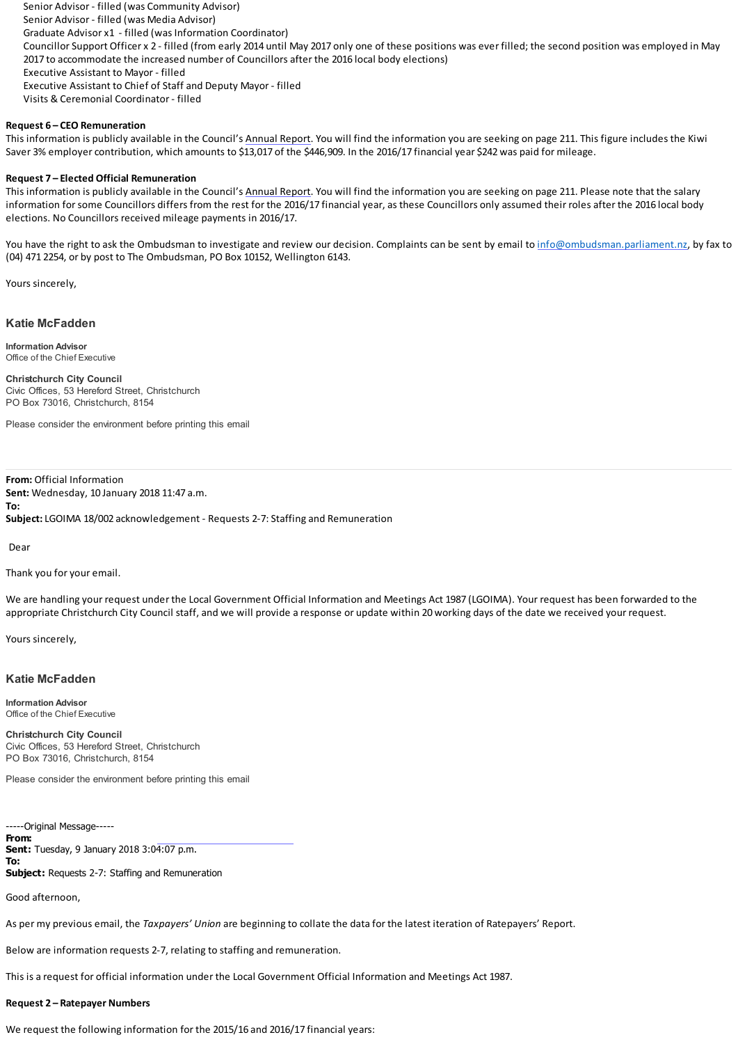- Senior Advisor - filled (was Community Advisor)
- Senior Advisor - filled (was Media Advisor)
- Graduate Advisor x1 - filled (was Information Coordinator)
- Councillor Support Officer x 2 - filled (from early 2014 until May 2017 only one of these positions was ever filled; the second position was employed in May 2017 to accommodate the increased number of Councillors after the 2016 local body elections)
- Executive Assistant to Mayor - filled
- Executive Assistant to Chief of Staff and Deputy Mayor - filled
- Visits & Ceremonial Coordinator - filled

**Request 6 – CEO Remuneration**
This information is publicly available in the Council's Annual Report. You will find the information you are seeking on page 211. This figure includes the Kiwi Saver 3% employer contribution, which amounts to $13,017 of the $446,909. In the 2016/17 financial year $242 was paid for mileage.

**Request 7 – Elected Official Remuneration**
This information is publicly available in the Council's Annual Report. You will find the information you are seeking on page 211. Please note that the salary information for some Councillors differs from the rest for the 2016/17 financial year, as these Councillors only assumed their roles after the 2016 local body elections. No Councillors received mileage payments in 2016/17.

You have the right to ask the Ombudsman to investigate and review our decision. Complaints can be sent by email to info@ombudsman.parliament.nz, by fax to (04) 471 2254, or by post to The Ombudsman, PO Box 10152, Wellington 6143.

Yours sincerely,

**Katie McFadden**

**Information Advisor**
Office of the Chief Executive

**Christchurch City Council**
Civic Offices, 53 Hereford Street, Christchurch
PO Box 73016, Christchurch, 8154

Please consider the environment before printing this email

---

**From:** Official Information
**Sent:** Wednesday, 10 January 2018 11:47 a.m.
**To:**
**Subject:** LGOIMA 18/002 acknowledgement - Requests 2-7: Staffing and Remuneration

Dear

Thank you for your email.

We are handling your request under the Local Government Official Information and Meetings Act 1987 (LGOIMA). Your request has been forwarded to the appropriate Christchurch City Council staff, and we will provide a response or update within 20 working days of the date we received your request.

Yours sincerely,

**Katie McFadden**

**Information Advisor**
Office of the Chief Executive

**Christchurch City Council**
Civic Offices, 53 Hereford Street, Christchurch
PO Box 73016, Christchurch, 8154

Please consider the environment before printing this email

-----Original Message-----
**From:**
**Sent:** Tuesday, 9 January 2018 3:04:07 p.m.
**To:**
**Subject:** Requests 2-7: Staffing and Remuneration

Good afternoon,

As per my previous email, the *Taxpayers' Union* are beginning to collate the data for the latest iteration of Ratepayers' Report.

Below are information requests 2-7, relating to staffing and remuneration.

This is a request for official information under the Local Government Official Information and Meetings Act 1987.

**Request 2 – Ratepayer Numbers**

We request the following information for the 2015/16 and 2016/17 financial years: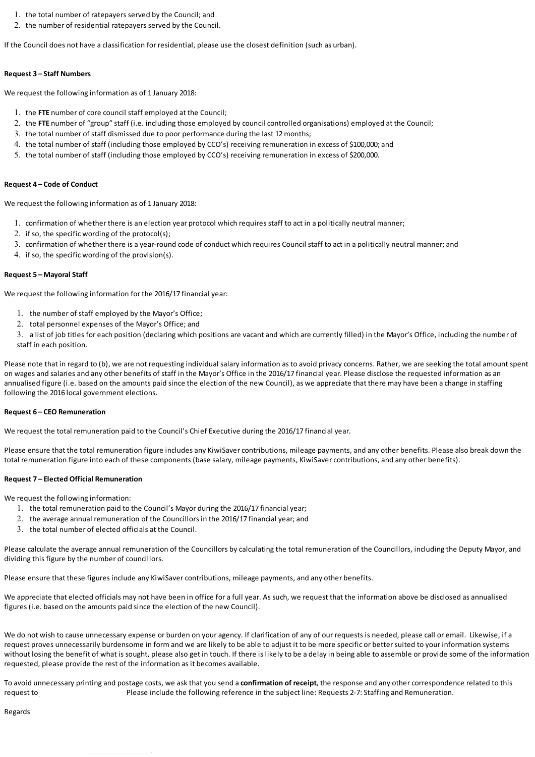1. the total number of ratepayers served by the Council; and
2. the number of residential ratepayers served by the Council.

If the Council does not have a classification for residential, please use the closest definition (such as urban).

**Request 3 – Staff Numbers**

We request the following information as of 1 January 2018:

1. the **FTE** number of core council staff employed at the Council;
2. the **FTE** number of "group" staff (i.e. including those employed by council controlled organisations) employed at the Council;
3. the total number of staff dismissed due to poor performance during the last 12 months;
4. the total number of staff (including those employed by CCO's) receiving remuneration in excess of $100,000; and
5. the total number of staff (including those employed by CCO's) receiving remuneration in excess of $200,000.

**Request 4 – Code of Conduct**

We request the following information as of 1 January 2018:

1. confirmation of whether there is an election year protocol which requires staff to act in a politically neutral manner;
2. if so, the specific wording of the protocol(s);
3. confirmation of whether there is a year-round code of conduct which requires Council staff to act in a politically neutral manner; and
4. if so, the specific wording of the provision(s).

**Request 5 – Mayoral Staff**

We request the following information for the 2016/17 financial year:

1. the number of staff employed by the Mayor's Office;
2. total personnel expenses of the Mayor's Office; and
3. a list of job titles for each position (declaring which positions are vacant and which are currently filled) in the Mayor's Office, including the number of staff in each position.

Please note that in regard to (b), we are not requesting individual salary information as to avoid privacy concerns. Rather, we are seeking the total amount spent on wages and salaries and any other benefits of staff in the Mayor's Office in the 2016/17 financial year. Please disclose the requested information as an annualised figure (i.e. based on the amounts paid since the election of the new Council), as we appreciate that there may have been a change in staffing following the 2016 local government elections.

**Request 6 – CEO Remuneration**

We request the total remuneration paid to the Council's Chief Executive during the 2016/17 financial year.

Please ensure that the total remuneration figure includes any KiwiSaver contributions, mileage payments, and any other benefits. Please also break down the total remuneration figure into each of these components (base salary, mileage payments, KiwiSaver contributions, and any other benefits).

**Request 7 – Elected Official Remuneration**

We request the following information:

1. the total remuneration paid to the Council's Mayor during the 2016/17 financial year;
2. the average annual remuneration of the Councillors in the 2016/17 financial year; and
3. the total number of elected officials at the Council.

Please calculate the average annual remuneration of the Councillors by calculating the total remuneration of the Councillors, including the Deputy Mayor, and dividing this figure by the number of councillors.

Please ensure that these figures include any KiwiSaver contributions, mileage payments, and any other benefits.

We appreciate that elected officials may not have been in office for a full year. As such, we request that the information above be disclosed as annualised figures (i.e. based on the amounts paid since the election of the new Council).

We do not wish to cause unnecessary expense or burden on your agency. If clarification of any of our requests is needed, please call or email. Likewise, if a request proves unnecessarily burdensome in form and we are likely to be able to adjust it to be more specific or better suited to your information systems without losing the benefit of what is sought, please also get in touch. If there is likely to be a delay in being able to assemble or provide some of the information requested, please provide the rest of the information as it becomes available.

To avoid unnecessary printing and postage costs, we ask that you send a **confirmation of receipt**, the response and any other correspondence related to this request to Please include the following reference in the subject line: Requests 2-7: Staffing and Remuneration.

Regards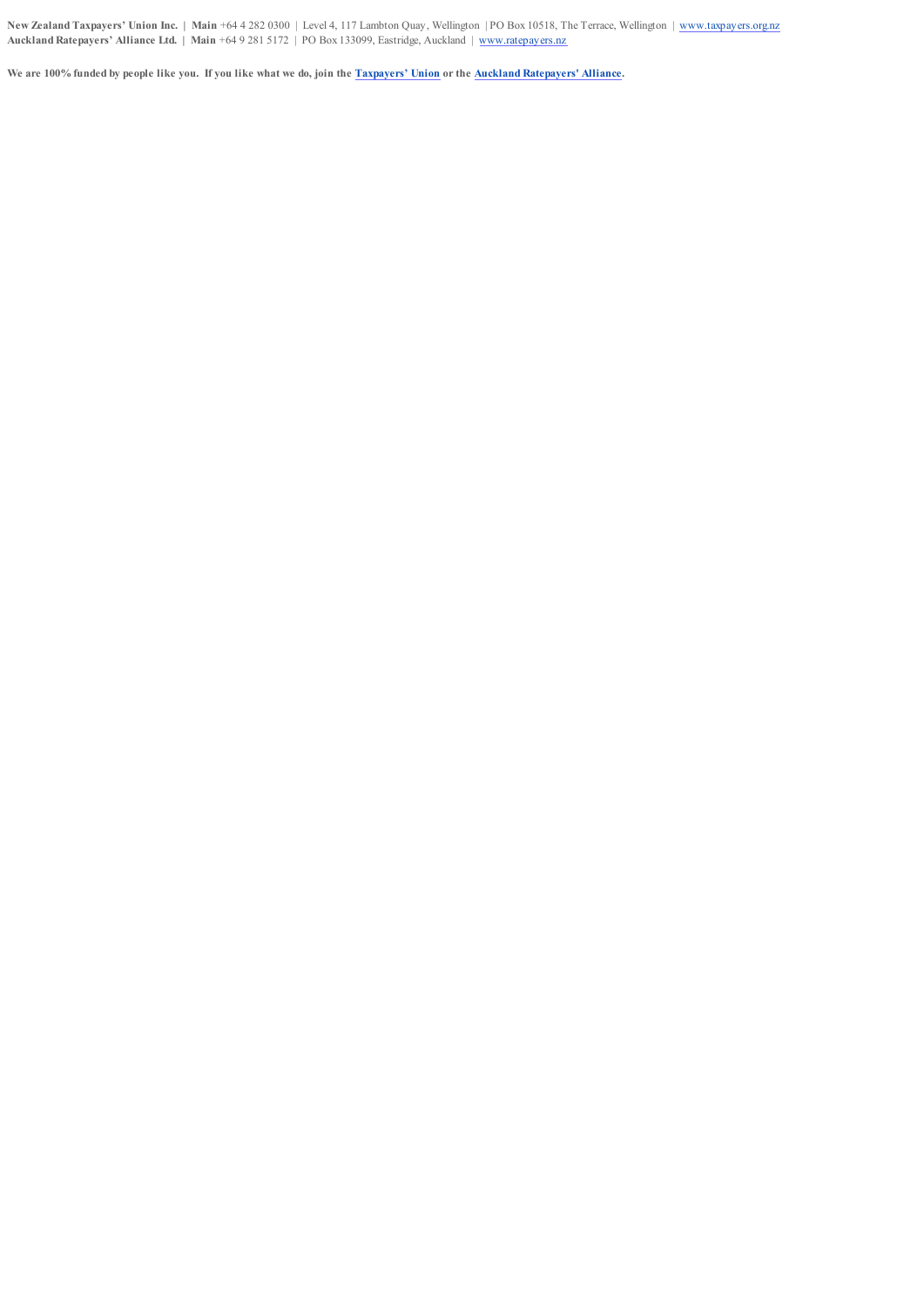**New Zealand Taxpayers' Union Inc.** | **Main** +64 4 282 0300 | Level 4, 117 Lambton Quay, Wellington | PO Box 10518, The Terrace, Wellington | [www.taxpayers.org.nz](http://www.taxpayers.org.nz)
**Auckland Ratepayers' Alliance Ltd.** | **Main** +64 9 281 5172 | PO Box 133099, Eastridge, Auckland | [www.ratepayers.nz](http://www.ratepayers.nz)

**We are 100% funded by people like you. If you like what we do, join the [Taxpayers' Union](#) or the [Auckland Ratepayers' Alliance](#).**